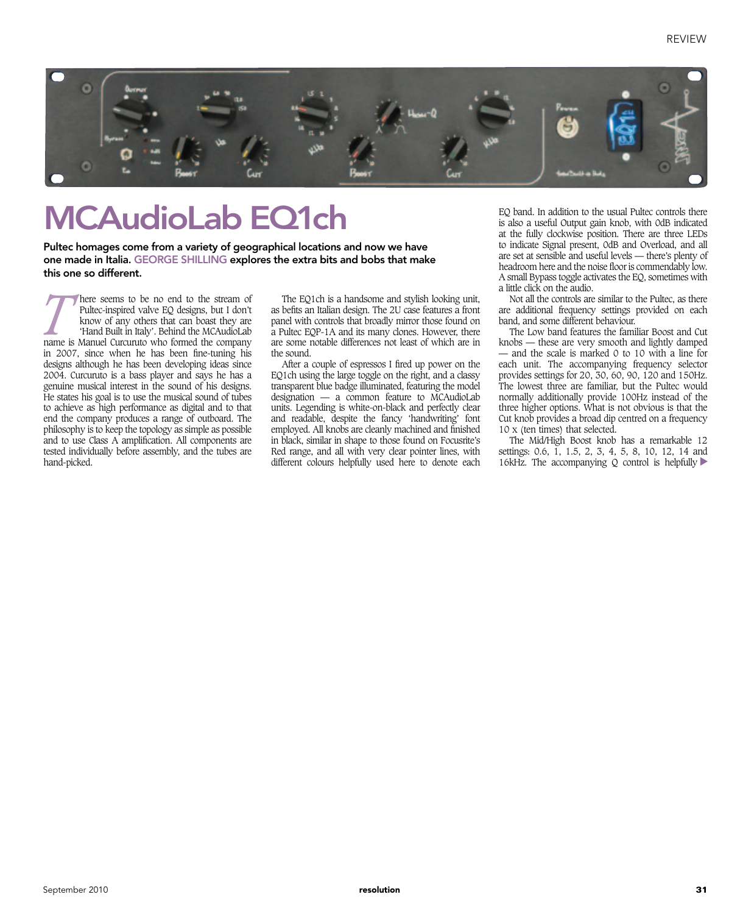# MCAudioLab EQ1ch

**Pultec homages come from a variety of geographical locations and now we have one made in Italia. GEORGE SHILLING explores the extra bits and bobs that make this one so different.**

There seems to be no end to the stream of Pultec-inspired valve EQ designs, but I don't know of any others that can boast they are 'Hand Built in Italy'. Behind the MCAudioLab name is Manuel Curcuruto who formed the company in 2007, since when he has been fine-tuning his designs although he has been developing ideas since 2004. Curcuruto is a bass player and says he has a genuine musical interest in the sound of his designs. He states his goal is to use the musical sound of tubes to achieve as high performance as digital and to that end the company produces a range of outboard. The philosophy is to keep the topology as simple as possible and to use Class A amplification. All components are tested individually before assembly, and the tubes are hand-picked.

The EQ1ch is a handsome and stylish looking unit, as befits an Italian design. The 2U case features a front panel with controls that broadly mirror those found on a Pultec EQP-1A and its many clones. However, there are some notable differences not least of which are in the sound.

After a couple of espressos I fired up power on the EQ1ch using the large toggle on the right, and a classy transparent blue badge illuminated, featuring the model designation — a common feature to MCAudioLab units. Legending is white-on-black and perfectly clear and readable, despite the fancy 'handwriting' font employed. All knobs are cleanly machined and finished in black, similar in shape to those found on Focusrite's Red range, and all with very clear pointer lines, with different colours helpfully used here to denote each EQ band. In addition to the usual Pultec controls there is also a useful Output gain knob, with 0dB indicated at the fully clockwise position. There are three LEDs to indicate Signal present, 0dB and Overload, and all are set at sensible and useful levels — there's plenty of headroom here and the noise floor is commendably low. A small Bypass toggle activates the EQ, sometimes with a little click on the audio.

Not all the controls are similar to the Pultec, as there are additional frequency settings provided on each band, and some different behaviour.

The Low band features the familiar Boost and Cut knobs — these are very smooth and lightly damped — and the scale is marked 0 to 10 with a line for each unit. The accompanying frequency selector provides settings for 20, 30, 60, 90, 120 and 150Hz. The lowest three are familiar, but the Pultec would normally additionally provide 100Hz instead of the three higher options. What is not obvious is that the Cut knob provides a broad dip centred on a frequency 10 x (ten times) that selected.

The Mid/High Boost knob has a remarkable 12 settings: 0.6, 1, 1.5, 2, 3, 4, 5, 8, 10, 12, 14 and 16kHz. The accompanying Q control is helpfully ▶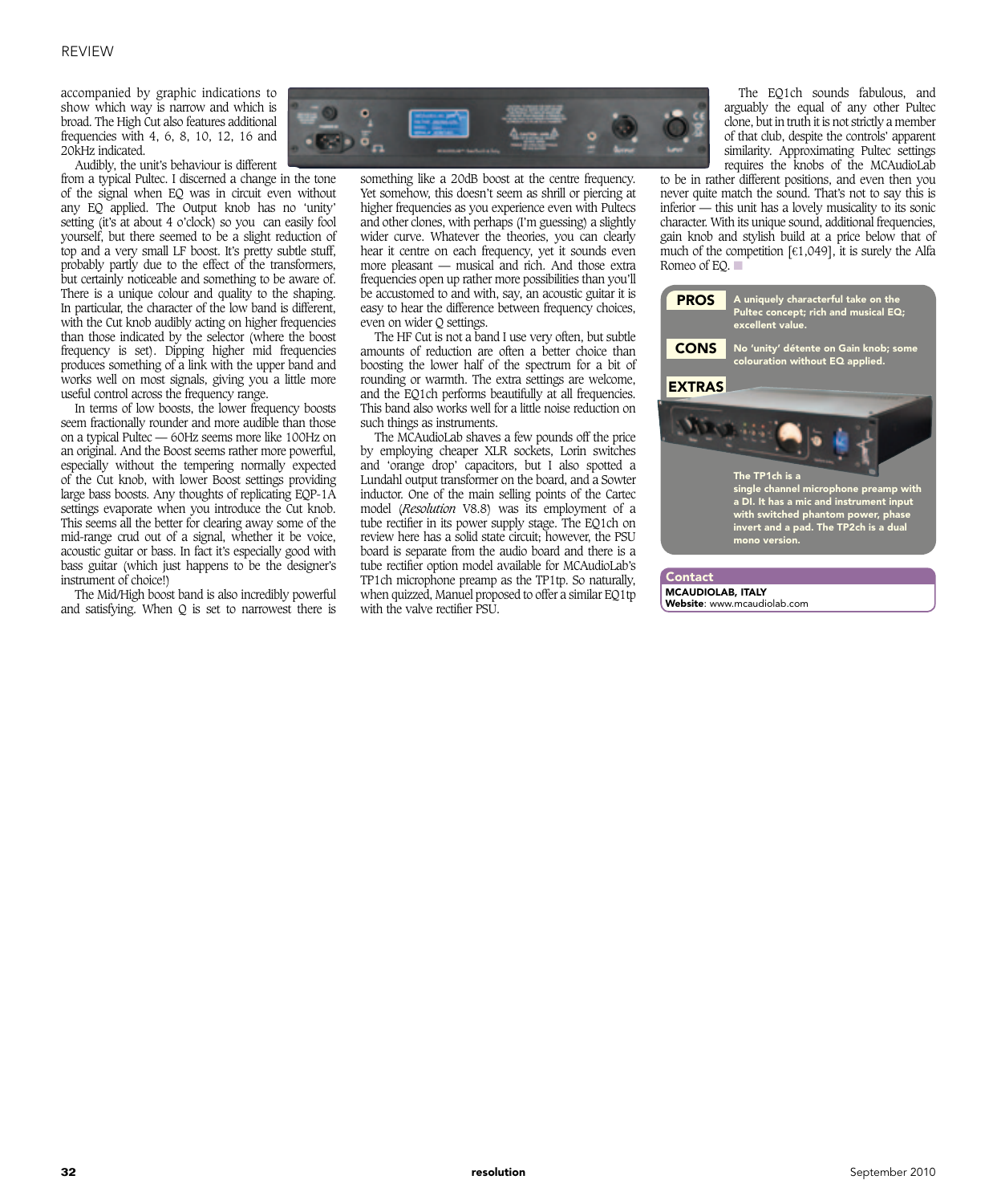accompanied by graphic indications to show which way is narrow and which is broad. The High Cut also features additional frequencies with 4, 6, 8, 10, 12, 16 and 20kHz indicated.

Audibly, the unit's behaviour is different from a typical Pultec. I discerned a change in the tone of the signal when EQ was in circuit even without any EQ applied. The Output knob has no 'unity' setting (it's at about 4 o'clock) so you can easily fool yourself, but there seemed to be a slight reduction of top and a very small LF boost. It's pretty subtle stuff, probably partly due to the effect of the transformers, but certainly noticeable and something to be aware of. There is a unique colour and quality to the shaping. In particular, the character of the low band is different, with the Cut knob audibly acting on higher frequencies than those indicated by the selector (where the boost frequency is set). Dipping higher mid frequencies produces something of a link with the upper band and works well on most signals, giving you a little more useful control across the frequency range.

In terms of low boosts, the lower frequency boosts seem fractionally rounder and more audible than those on a typical Pultec — 60Hz seems more like 100Hz on an original. And the Boost seems rather more powerful, especially without the tempering normally expected of the Cut knob, with lower Boost settings providing large bass boosts. Any thoughts of replicating EQP-1A settings evaporate when you introduce the Cut knob. This seems all the better for clearing away some of the mid-range crud out of a signal, whether it be voice, acoustic guitar or bass. In fact it's especially good with bass guitar (which just happens to be the designer's instrument of choice!)

The Mid/High boost band is also incredibly powerful and satisfying. When Q is set to narrowest there is something like a 20dB boost at the centre frequency. Yet somehow, this doesn't seem as shrill or piercing at higher frequencies as you experience even with Pultecs and other clones, with perhaps (I'm guessing) a slightly wider curve. Whatever the theories, you can clearly hear it centre on each frequency, yet it sounds even more pleasant — musical and rich. And those extra frequencies open up rather more possibilities than you'll be accustomed to and with, say, an acoustic guitar it is easy to hear the difference between frequency choices, even on wider Q settings.

The HF Cut is not a band I use very often, but subtle amounts of reduction are often a better choice than boosting the lower half of the spectrum for a bit of rounding or warmth. The extra settings are welcome, and the EQ1ch performs beautifully at all frequencies. This band also works well for a little noise reduction on such things as instruments.

The MCAudioLab shaves a few pounds off the price by employing cheaper XLR sockets, Lorin switches and 'orange drop' capacitors, but I also spotted a Lundahl output transformer on the board, and a Sowter inductor. One of the main selling points of the Cartec model (*Resolution* V8.8) was its employment of a tube rectifier in its power supply stage. The EQ1ch on review here has a solid state circuit; however, the PSU board is separate from the audio board and there is a tube rectifier option model available for MCAudioLab's TP1ch microphone preamp as the TP1tp. So naturally, when quizzed, Manuel proposed to offer a similar EQ1tp with the valve rectifier PSU.

The EQ1ch sounds fabulous, and arguably the equal of any other Pultec clone, but in truth it is not strictly a member of that club, despite the controls' apparent similarity. Approximating Pultec settings requires the knobs of the MCAudioLab to be in rather different positions, and even then you never quite match the sound. That's not to say this is inferior — this unit has a lovely musicality to its sonic character. With its unique sound, additional frequencies, gain knob and stylish build at a price below that of much of the competition [€1,049], it is surely the Alfa Romeo of EQ. ■

**PROS** A uniquely characterful take on the Pultec concept; rich and musical EQ; excellent value.

**CONS** No 'unity' détente on Gain knob; some colouration without EQ applied.

**EXTRAS**

The TP1ch is a single channel microphone preamp with a DI. It has a mic and instrument input with switched phantom power, phase invert and a pad. The TP2ch is a dual mono version.

**Contact**

**MCAUDIOLAB, ITALY**
**Website**: www.mcaudiolab.com